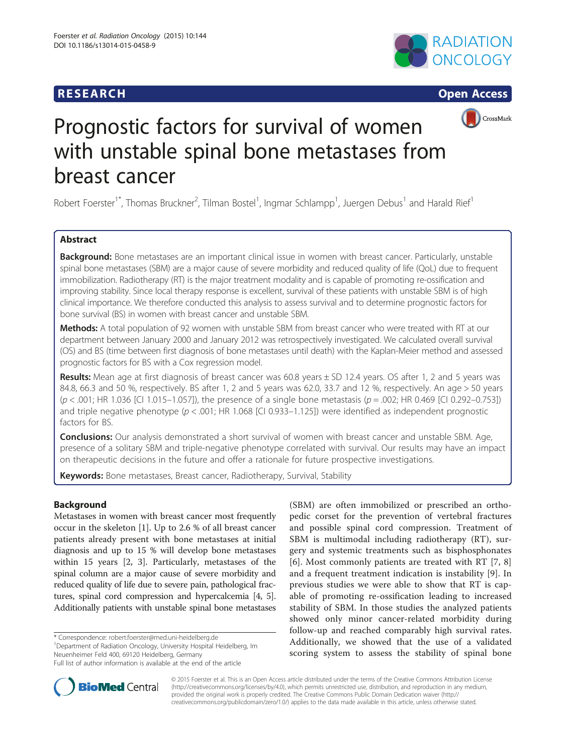RESEARCH Open Access

# Prognostic factors for survival of women with unstable spinal bone metastases from breast cancer

Robert Foerster[1*], Thomas Bruckner[2], Tilman Bostel[1], Ingmar Schlampp[1], Juergen Debus[1] and Harald Rief[1]

## Abstract

**Background:** Bone metastases are an important clinical issue in women with breast cancer. Particularly, unstable spinal bone metastases (SBM) are a major cause of severe morbidity and reduced quality of life (QoL) due to frequent immobilization. Radiotherapy (RT) is the major treatment modality and is capable of promoting re-ossification and improving stability. Since local therapy response is excellent, survival of these patients with unstable SBM is of high clinical importance. We therefore conducted this analysis to assess survival and to determine prognostic factors for bone survival (BS) in women with breast cancer and unstable SBM.

**Methods:** A total population of 92 women with unstable SBM from breast cancer who were treated with RT at our department between January 2000 and January 2012 was retrospectively investigated. We calculated overall survival (OS) and BS (time between first diagnosis of bone metastases until death) with the Kaplan-Meier method and assessed prognostic factors for BS with a Cox regression model.

**Results:** Mean age at first diagnosis of breast cancer was 60.8 years ± SD 12.4 years. OS after 1, 2 and 5 years was 84.8, 66.3 and 50 %, respectively. BS after 1, 2 and 5 years was 62.0, 33.7 and 12 %, respectively. An age > 50 years ($p < .001$; HR 1.036 [CI 1.015–1.057]), the presence of a single bone metastasis ($p = .002$; HR 0.469 [CI 0.292–0.753]) and triple negative phenotype ($p < .001$; HR 1.068 [CI 0.933–1.125]) were identified as independent prognostic factors for BS.

**Conclusions:** Our analysis demonstrated a short survival of women with breast cancer and unstable SBM. Age, presence of a solitary SBM and triple-negative phenotype correlated with survival. Our results may have an impact on therapeutic decisions in the future and offer a rationale for future prospective investigations.

**Keywords:** Bone metastases, Breast cancer, Radiotherapy, Survival, Stability

## Background

Metastases in women with breast cancer most frequently occur in the skeleton [1]. Up to 2.6 % of all breast cancer patients already present with bone metastases at initial diagnosis and up to 15 % will develop bone metastases within 15 years [2, 3]. Particularly, metastases of the spinal column are a major cause of severe morbidity and reduced quality of life due to severe pain, pathological fractures, spinal cord compression and hypercalcemia [4, 5]. Additionally patients with unstable spinal bone metastases (SBM) are often immobilized or prescribed an orthopedic corset for the prevention of vertebral fractures and possible spinal cord compression. Treatment of SBM is multimodal including radiotherapy (RT), surgery and systemic treatments such as bisphosphonates [6]. Most commonly patients are treated with RT [7, 8] and a frequent treatment indication is instability [9]. In previous studies we were able to show that RT is capable of promoting re-ossification leading to increased stability of SBM. In those studies the analyzed patients showed only minor cancer-related morbidity during follow-up and reached comparably high survival rates. Additionally, we showed that the use of a validated scoring system to assess the stability of spinal bone

\* Correspondence: robert.foerster@med.uni-heidelberg.de
[1]Department of Radiation Oncology, University Hospital Heidelberg, Im Neuenheimer Feld 400, 69120 Heidelberg, Germany
Full list of author information is available at the end of the article

© 2015 Foerster et al. This is an Open Access article distributed under the terms of the Creative Commons Attribution License (http://creativecommons.org/licenses/by/4.0), which permits unrestricted use, distribution, and reproduction in any medium, provided the original work is properly credited. The Creative Commons Public Domain Dedication waiver (http://creativecommons.org/publicdomain/zero/1.0/) applies to the data made available in this article, unless otherwise stated.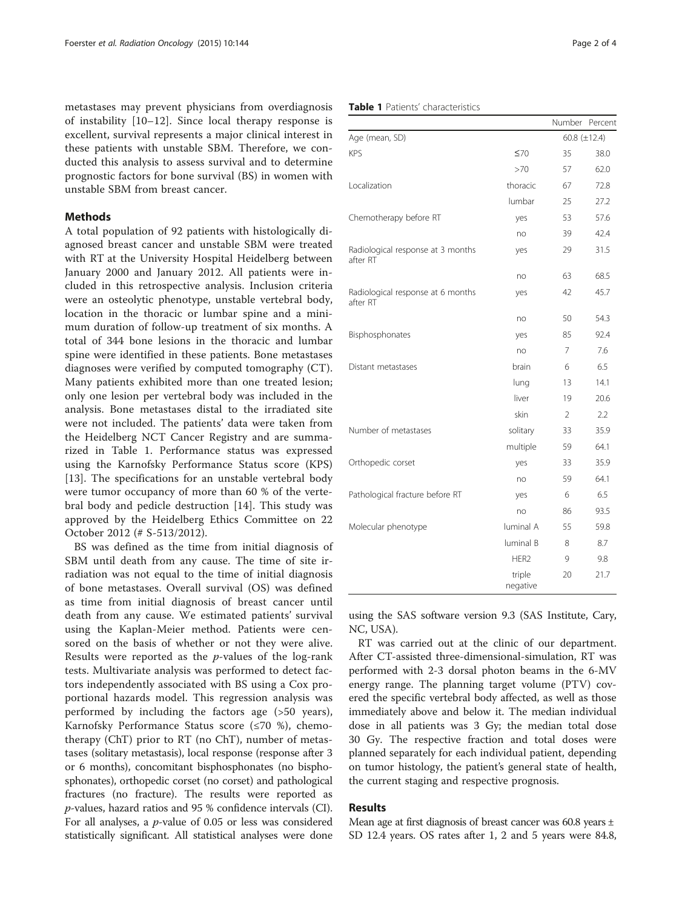metastases may prevent physicians from overdiagnosis of instability [10–12]. Since local therapy response is excellent, survival represents a major clinical interest in these patients with unstable SBM. Therefore, we conducted this analysis to assess survival and to determine prognostic factors for bone survival (BS) in women with unstable SBM from breast cancer.

## Methods

A total population of 92 patients with histologically diagnosed breast cancer and unstable SBM were treated with RT at the University Hospital Heidelberg between January 2000 and January 2012. All patients were included in this retrospective analysis. Inclusion criteria were an osteolytic phenotype, unstable vertebral body, location in the thoracic or lumbar spine and a minimum duration of follow-up treatment of six months. A total of 344 bone lesions in the thoracic and lumbar spine were identified in these patients. Bone metastases diagnoses were verified by computed tomography (CT). Many patients exhibited more than one treated lesion; only one lesion per vertebral body was included in the analysis. Bone metastases distal to the irradiated site were not included. The patients' data were taken from the Heidelberg NCT Cancer Registry and are summarized in Table 1. Performance status was expressed using the Karnofsky Performance Status score (KPS) [13]. The specifications for an unstable vertebral body were tumor occupancy of more than 60 % of the vertebral body and pedicle destruction [14]. This study was approved by the Heidelberg Ethics Committee on 22 October 2012 (# S-513/2012).

BS was defined as the time from initial diagnosis of SBM until death from any cause. The time of site irradiation was not equal to the time of initial diagnosis of bone metastases. Overall survival (OS) was defined as time from initial diagnosis of breast cancer until death from any cause. We estimated patients' survival using the Kaplan-Meier method. Patients were censored on the basis of whether or not they were alive. Results were reported as the *p*-values of the log-rank tests. Multivariate analysis was performed to detect factors independently associated with BS using a Cox proportional hazards model. This regression analysis was performed by including the factors age (>50 years), Karnofsky Performance Status score (≤70 %), chemotherapy (ChT) prior to RT (no ChT), number of metastases (solitary metastasis), local response (response after 3 or 6 months), concomitant bisphosphonates (no bisphosphonates), orthopedic corset (no corset) and pathological fractures (no fracture). The results were reported as *p*-values, hazard ratios and 95 % confidence intervals (CI). For all analyses, a *p*-value of 0.05 or less was considered statistically significant. All statistical analyses were done using the SAS software version 9.3 (SAS Institute, Cary, NC, USA).

**Table 1** Patients' characteristics

| | | Number | Percent |
|---|---|---|---|
| Age (mean, SD) | | 60.8 (±12.4) | |
| KPS | ≤70 | 35 | 38.0 |
| | >70 | 57 | 62.0 |
| Localization | thoracic | 67 | 72.8 |
| | lumbar | 25 | 27.2 |
| Chemotherapy before RT | yes | 53 | 57.6 |
| | no | 39 | 42.4 |
| Radiological response at 3 months after RT | yes | 29 | 31.5 |
| | no | 63 | 68.5 |
| Radiological response at 6 months after RT | yes | 42 | 45.7 |
| | no | 50 | 54.3 |
| Bisphosphonates | yes | 85 | 92.4 |
| | no | 7 | 7.6 |
| Distant metastases | brain | 6 | 6.5 |
| | lung | 13 | 14.1 |
| | liver | 19 | 20.6 |
| | skin | 2 | 2.2 |
| Number of metastases | solitary | 33 | 35.9 |
| | multiple | 59 | 64.1 |
| Orthopedic corset | yes | 33 | 35.9 |
| | no | 59 | 64.1 |
| Pathological fracture before RT | yes | 6 | 6.5 |
| | no | 86 | 93.5 |
| Molecular phenotype | luminal A | 55 | 59.8 |
| | luminal B | 8 | 8.7 |
| | HER2 | 9 | 9.8 |
| | triple negative | 20 | 21.7 |

RT was carried out at the clinic of our department. After CT-assisted three-dimensional-simulation, RT was performed with 2-3 dorsal photon beams in the 6-MV energy range. The planning target volume (PTV) covered the specific vertebral body affected, as well as those immediately above and below it. The median individual dose in all patients was 3 Gy; the median total dose 30 Gy. The respective fraction and total doses were planned separately for each individual patient, depending on tumor histology, the patient's general state of health, the current staging and respective prognosis.

## Results

Mean age at first diagnosis of breast cancer was 60.8 years ± SD 12.4 years. OS rates after 1, 2 and 5 years were 84.8,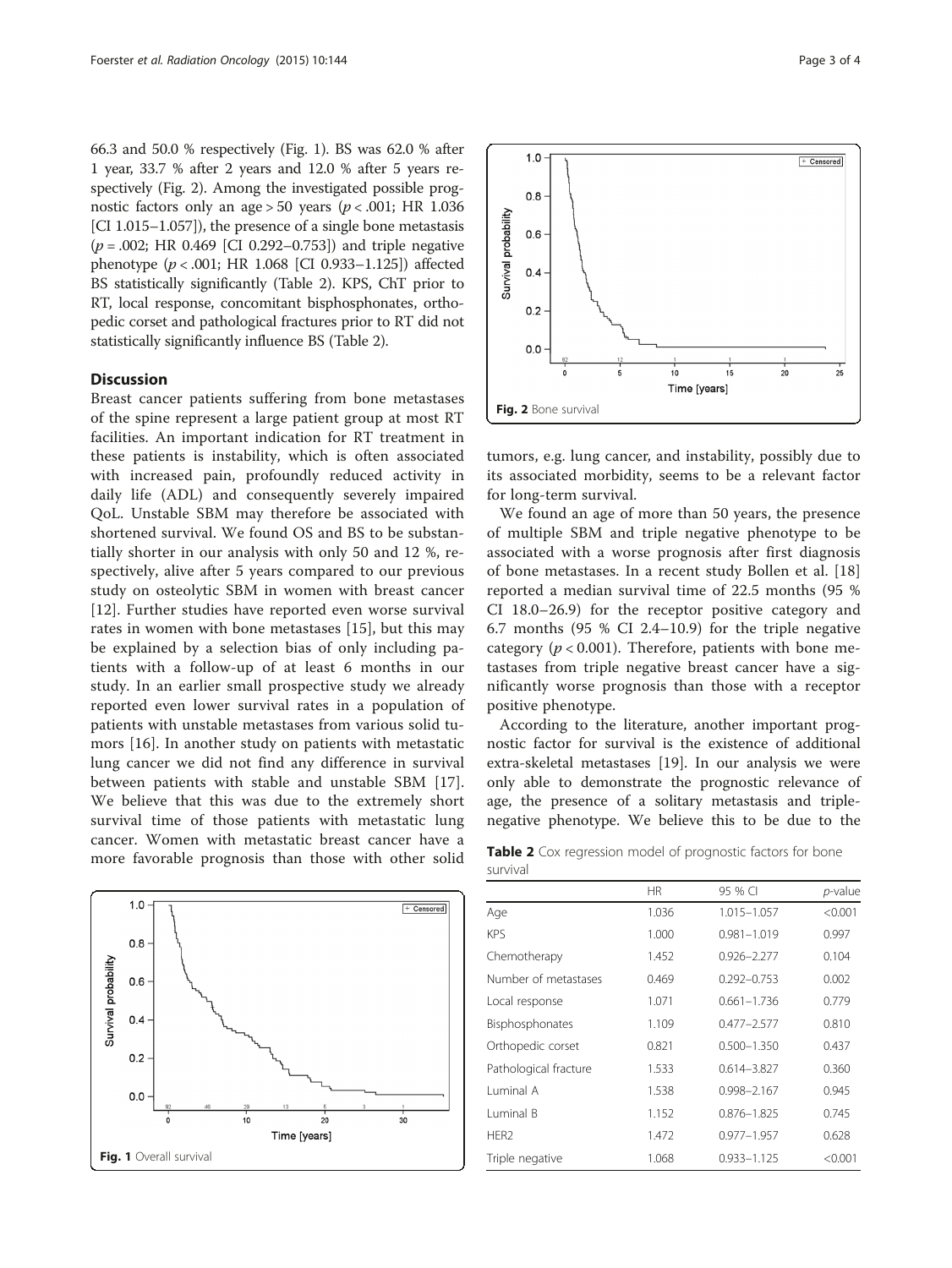66.3 and 50.0 % respectively (Fig. 1). BS was 62.0 % after 1 year, 33.7 % after 2 years and 12.0 % after 5 years respectively (Fig. 2). Among the investigated possible prognostic factors only an age > 50 years ($p < .001$; HR 1.036 [CI 1.015–1.057]), the presence of a single bone metastasis ($p = .002$; HR 0.469 [CI 0.292–0.753]) and triple negative phenotype ($p < .001$; HR 1.068 [CI 0.933–1.125]) affected BS statistically significantly (Table 2). KPS, ChT prior to RT, local response, concomitant bisphosphonates, orthopedic corset and pathological fractures prior to RT did not statistically significantly influence BS (Table 2).

## Discussion

Breast cancer patients suffering from bone metastases of the spine represent a large patient group at most RT facilities. An important indication for RT treatment in these patients is instability, which is often associated with increased pain, profoundly reduced activity in daily life (ADL) and consequently severely impaired QoL. Unstable SBM may therefore be associated with shortened survival. We found OS and BS to be substantially shorter in our analysis with only 50 and 12 %, respectively, alive after 5 years compared to our previous study on osteolytic SBM in women with breast cancer [12]. Further studies have reported even worse survival rates in women with bone metastases [15], but this may be explained by a selection bias of only including patients with a follow-up of at least 6 months in our study. In an earlier small prospective study we already reported even lower survival rates in a population of patients with unstable metastases from various solid tumors [16]. In another study on patients with metastatic lung cancer we did not find any difference in survival between patients with stable and unstable SBM [17]. We believe that this was due to the extremely short survival time of those patients with metastatic lung cancer. Women with metastatic breast cancer have a more favorable prognosis than those with other solid tumors, e.g. lung cancer, and instability, possibly due to its associated morbidity, seems to be a relevant factor for long-term survival.

Fig. 1 Overall survival

Fig. 2 Bone survival

We found an age of more than 50 years, the presence of multiple SBM and triple negative phenotype to be associated with a worse prognosis after first diagnosis of bone metastases. In a recent study Bollen et al. [18] reported a median survival time of 22.5 months (95 % CI 18.0–26.9) for the receptor positive category and 6.7 months (95 % CI 2.4–10.9) for the triple negative category ($p < 0.001$). Therefore, patients with bone metastases from triple negative breast cancer have a significantly worse prognosis than those with a receptor positive phenotype.

According to the literature, another important prognostic factor for survival is the existence of additional extra-skeletal metastases [19]. In our analysis we were only able to demonstrate the prognostic relevance of age, the presence of a solitary metastasis and triple-negative phenotype. We believe this to be due to the

**Table 2** Cox regression model of prognostic factors for bone survival

| | HR | 95 % CI | *p*-value |
|---|---|---|---|
| Age | 1.036 | 1.015–1.057 | <0.001 |
| KPS | 1.000 | 0.981–1.019 | 0.997 |
| Chemotherapy | 1.452 | 0.926–2.277 | 0.104 |
| Number of metastases | 0.469 | 0.292–0.753 | 0.002 |
| Local response | 1.071 | 0.661–1.736 | 0.779 |
| Bisphosphonates | 1.109 | 0.477–2.577 | 0.810 |
| Orthopedic corset | 0.821 | 0.500–1.350 | 0.437 |
| Pathological fracture | 1.533 | 0.614–3.827 | 0.360 |
| Luminal A | 1.538 | 0.998–2.167 | 0.945 |
| Luminal B | 1.152 | 0.876–1.825 | 0.745 |
| HER2 | 1.472 | 0.977–1.957 | 0.628 |
| Triple negative | 1.068 | 0.933–1.125 | <0.001 |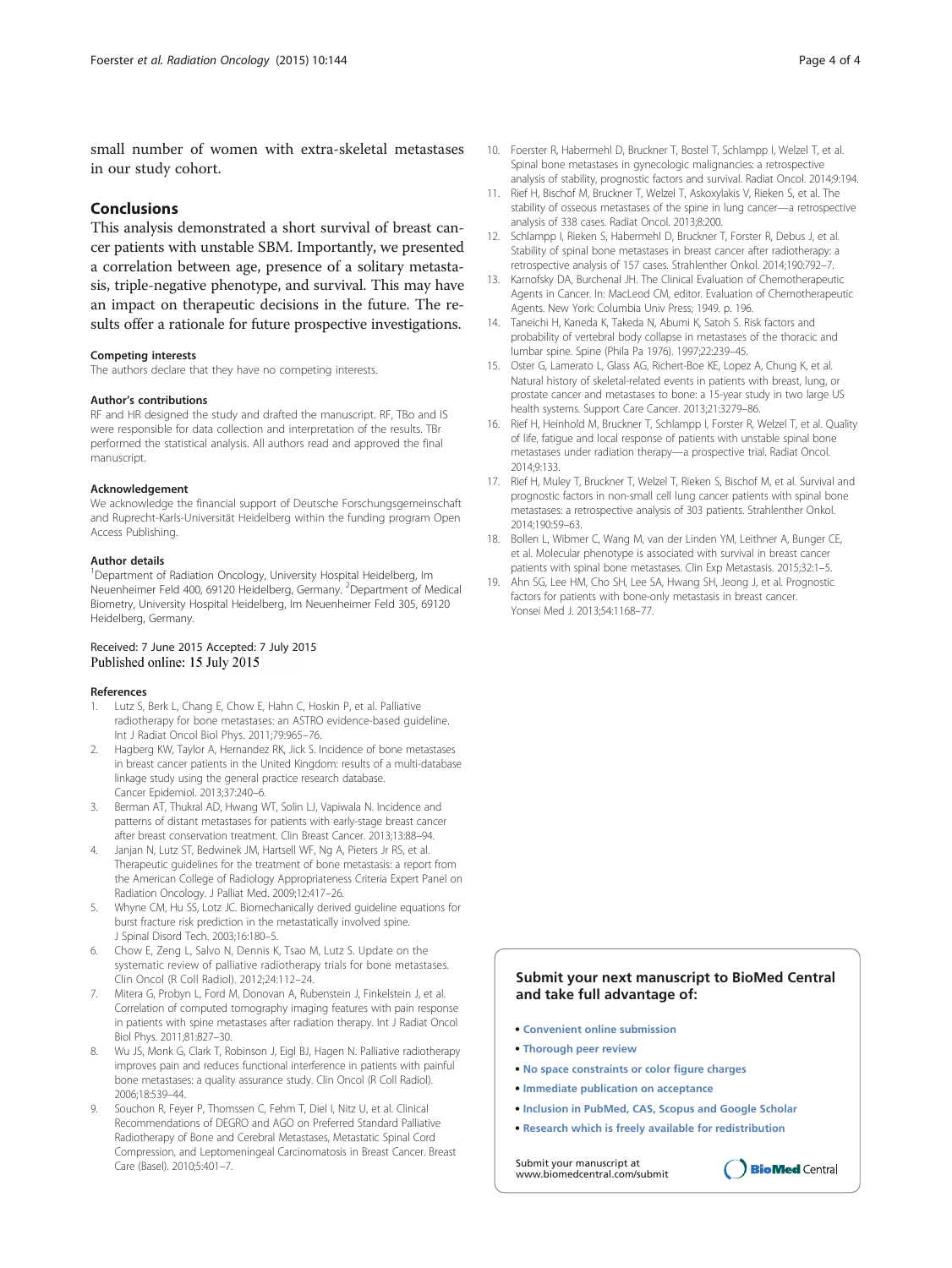small number of women with extra-skeletal metastases in our study cohort.

## Conclusions

This analysis demonstrated a short survival of breast cancer patients with unstable SBM. Importantly, we presented a correlation between age, presence of a solitary metastasis, triple-negative phenotype, and survival. This may have an impact on therapeutic decisions in the future. The results offer a rationale for future prospective investigations.

#### Competing interests

The authors declare that they have no competing interests.

#### Author's contributions

RF and HR designed the study and drafted the manuscript. RF, TBo and IS were responsible for data collection and interpretation of the results. TBr performed the statistical analysis. All authors read and approved the final manuscript.

#### Acknowledgement

We acknowledge the financial support of Deutsche Forschungsgemeinschaft and Ruprecht-Karls-Universität Heidelberg within the funding program Open Access Publishing.

#### Author details

[1]Department of Radiation Oncology, University Hospital Heidelberg, Im Neuenheimer Feld 400, 69120 Heidelberg, Germany. [2]Department of Medical Biometry, University Hospital Heidelberg, Im Neuenheimer Feld 305, 69120 Heidelberg, Germany.

Received: 7 June 2015 Accepted: 7 July 2015
Published online: 15 July 2015

#### References

1. Lutz S, Berk L, Chang E, Chow E, Hahn C, Hoskin P, et al. Palliative radiotherapy for bone metastases: an ASTRO evidence-based guideline. Int J Radiat Oncol Biol Phys. 2011;79:965–76.
2. Hagberg KW, Taylor A, Hernandez RK, Jick S. Incidence of bone metastases in breast cancer patients in the United Kingdom: results of a multi-database linkage study using the general practice research database. Cancer Epidemiol. 2013;37:240–6.
3. Berman AT, Thukral AD, Hwang WT, Solin LJ, Vapiwala N. Incidence and patterns of distant metastases for patients with early-stage breast cancer after breast conservation treatment. Clin Breast Cancer. 2013;13:88–94.
4. Janjan N, Lutz ST, Bedwinek JM, Hartsell WF, Ng A, Pieters Jr RS, et al. Therapeutic guidelines for the treatment of bone metastasis: a report from the American College of Radiology Appropriateness Criteria Expert Panel on Radiation Oncology. J Palliat Med. 2009;12:417–26.
5. Whyne CM, Hu SS, Lotz JC. Biomechanically derived guideline equations for burst fracture risk prediction in the metastatically involved spine. J Spinal Disord Tech. 2003;16:180–5.
6. Chow E, Zeng L, Salvo N, Dennis K, Tsao M, Lutz S. Update on the systematic review of palliative radiotherapy trials for bone metastases. Clin Oncol (R Coll Radiol). 2012;24:112–24.
7. Mitera G, Probyn L, Ford M, Donovan A, Rubenstein J, Finkelstein J, et al. Correlation of computed tomography imaging features with pain response in patients with spine metastases after radiation therapy. Int J Radiat Oncol Biol Phys. 2011;81:827–30.
8. Wu JS, Monk G, Clark T, Robinson J, Eigl BJ, Hagen N. Palliative radiotherapy improves pain and reduces functional interference in patients with painful bone metastases: a quality assurance study. Clin Oncol (R Coll Radiol). 2006;18:539–44.
9. Souchon R, Feyer P, Thomssen C, Fehm T, Diel I, Nitz U, et al. Clinical Recommendations of DEGRO and AGO on Preferred Standard Palliative Radiotherapy of Bone and Cerebral Metastases, Metastatic Spinal Cord Compression, and Leptomeningeal Carcinomatosis in Breast Cancer. Breast Care (Basel). 2010;5:401–7.
10. Foerster R, Habermehl D, Bruckner T, Bostel T, Schlampp I, Welzel T, et al. Spinal bone metastases in gynecologic malignancies: a retrospective analysis of stability, prognostic factors and survival. Radiat Oncol. 2014;9:194.
11. Rief H, Bischof M, Bruckner T, Welzel T, Askoxylakis V, Rieken S, et al. The stability of osseous metastases of the spine in lung cancer—a retrospective analysis of 338 cases. Radiat Oncol. 2013;8:200.
12. Schlampp I, Rieken S, Habermehl D, Bruckner T, Forster R, Debus J, et al. Stability of spinal bone metastases in breast cancer after radiotherapy: a retrospective analysis of 157 cases. Strahlenther Onkol. 2014;190:792–7.
13. Karnofsky DA, Burchenal JH. The Clinical Evaluation of Chemotherapeutic Agents in Cancer. In: MacLeod CM, editor. Evaluation of Chemotherapeutic Agents. New York: Columbia Univ Press; 1949. p. 196.
14. Taneichi H, Kaneda K, Takeda N, Abumi K, Satoh S. Risk factors and probability of vertebral body collapse in metastases of the thoracic and lumbar spine. Spine (Phila Pa 1976). 1997;22:239–45.
15. Oster G, Lamerato L, Glass AG, Richert-Boe KE, Lopez A, Chung K, et al. Natural history of skeletal-related events in patients with breast, lung, or prostate cancer and metastases to bone: a 15-year study in two large US health systems. Support Care Cancer. 2013;21:3279–86.
16. Rief H, Heinhold M, Bruckner T, Schlampp I, Forster R, Welzel T, et al. Quality of life, fatigue and local response of patients with unstable spinal bone metastases under radiation therapy—a prospective trial. Radiat Oncol. 2014;9:133.
17. Rief H, Muley T, Bruckner T, Welzel T, Rieken S, Bischof M, et al. Survival and prognostic factors in non-small cell lung cancer patients with spinal bone metastases: a retrospective analysis of 303 patients. Strahlenther Onkol. 2014;190:59–63.
18. Bollen L, Wibmer C, Wang M, van der Linden YM, Leithner A, Bunger CE, et al. Molecular phenotype is associated with survival in breast cancer patients with spinal bone metastases. Clin Exp Metastasis. 2015;32:1–5.
19. Ahn SG, Lee HM, Cho SH, Lee SA, Hwang SH, Jeong J, et al. Prognostic factors for patients with bone-only metastasis in breast cancer. Yonsei Med J. 2013;54:1168–77.

**Submit your next manuscript to BioMed Central and take full advantage of:**

- Convenient online submission
- Thorough peer review
- No space constraints or color figure charges
- Immediate publication on acceptance
- Inclusion in PubMed, CAS, Scopus and Google Scholar
- Research which is freely available for redistribution

Submit your manuscript at
www.biomedcentral.com/submit

BioMed Central